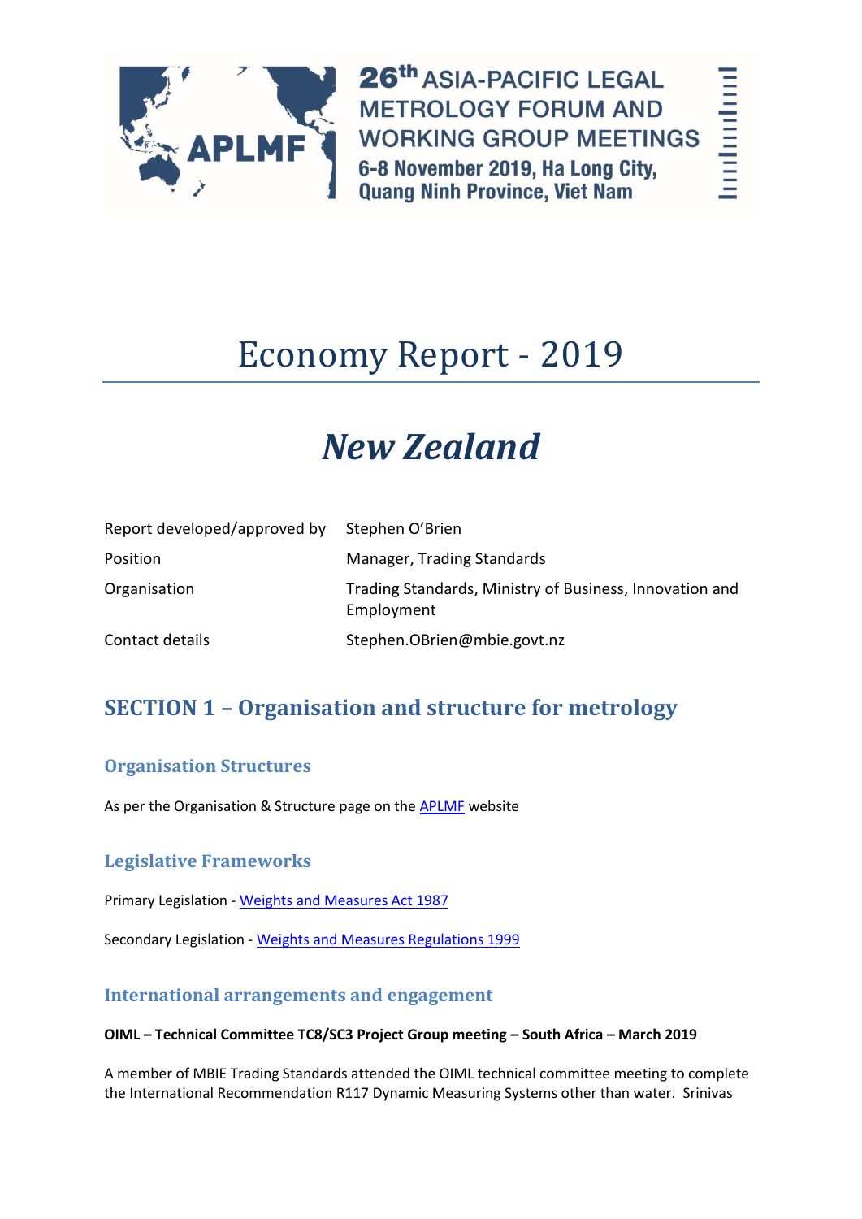26th ASIA-PACIFIC LEGAL METROLOGY FORUM AND WORKING GROUP MEETINGS
6-8 November 2019, Ha Long City, Quang Ninh Province, Viet Nam

# Economy Report - 2019

# *New Zealand*

| | |
|---|---|
| Report developed/approved by | Stephen O'Brien |
| Position | Manager, Trading Standards |
| Organisation | Trading Standards, Ministry of Business, Innovation and Employment |
| Contact details | Stephen.OBrien@mbie.govt.nz |

## SECTION 1 – Organisation and structure for metrology

### Organisation Structures

As per the Organisation & Structure page on the APLMF website

### Legislative Frameworks

Primary Legislation - Weights and Measures Act 1987

Secondary Legislation - Weights and Measures Regulations 1999

### International arrangements and engagement

**OIML – Technical Committee TC8/SC3 Project Group meeting – South Africa – March 2019**

A member of MBIE Trading Standards attended the OIML technical committee meeting to complete the International Recommendation R117 Dynamic Measuring Systems other than water. Srinivas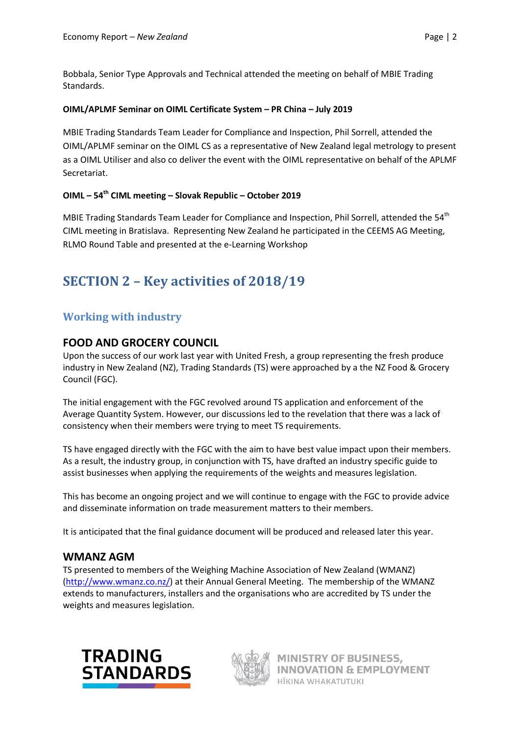Bobbala, Senior Type Approvals and Technical attended the meeting on behalf of MBIE Trading Standards.

**OIML/APLMF Seminar on OIML Certificate System – PR China – July 2019**

MBIE Trading Standards Team Leader for Compliance and Inspection, Phil Sorrell, attended the OIML/APLMF seminar on the OIML CS as a representative of New Zealand legal metrology to present as a OIML Utiliser and also co deliver the event with the OIML representative on behalf of the APLMF Secretariat.

**OIML – 54th CIML meeting – Slovak Republic – October 2019**

MBIE Trading Standards Team Leader for Compliance and Inspection, Phil Sorrell, attended the 54th CIML meeting in Bratislava. Representing New Zealand he participated in the CEEMS AG Meeting, RLMO Round Table and presented at the e-Learning Workshop

# SECTION 2 – Key activities of 2018/19

## Working with industry

### FOOD AND GROCERY COUNCIL

Upon the success of our work last year with United Fresh, a group representing the fresh produce industry in New Zealand (NZ), Trading Standards (TS) were approached by a the NZ Food & Grocery Council (FGC).

The initial engagement with the FGC revolved around TS application and enforcement of the Average Quantity System. However, our discussions led to the revelation that there was a lack of consistency when their members were trying to meet TS requirements.

TS have engaged directly with the FGC with the aim to have best value impact upon their members. As a result, the industry group, in conjunction with TS, have drafted an industry specific guide to assist businesses when applying the requirements of the weights and measures legislation.

This has become an ongoing project and we will continue to engage with the FGC to provide advice and disseminate information on trade measurement matters to their members.

It is anticipated that the final guidance document will be produced and released later this year.

### WMANZ AGM

TS presented to members of the Weighing Machine Association of New Zealand (WMANZ) (http://www.wmanz.co.nz/) at their Annual General Meeting. The membership of the WMANZ extends to manufacturers, installers and the organisations who are accredited by TS under the weights and measures legislation.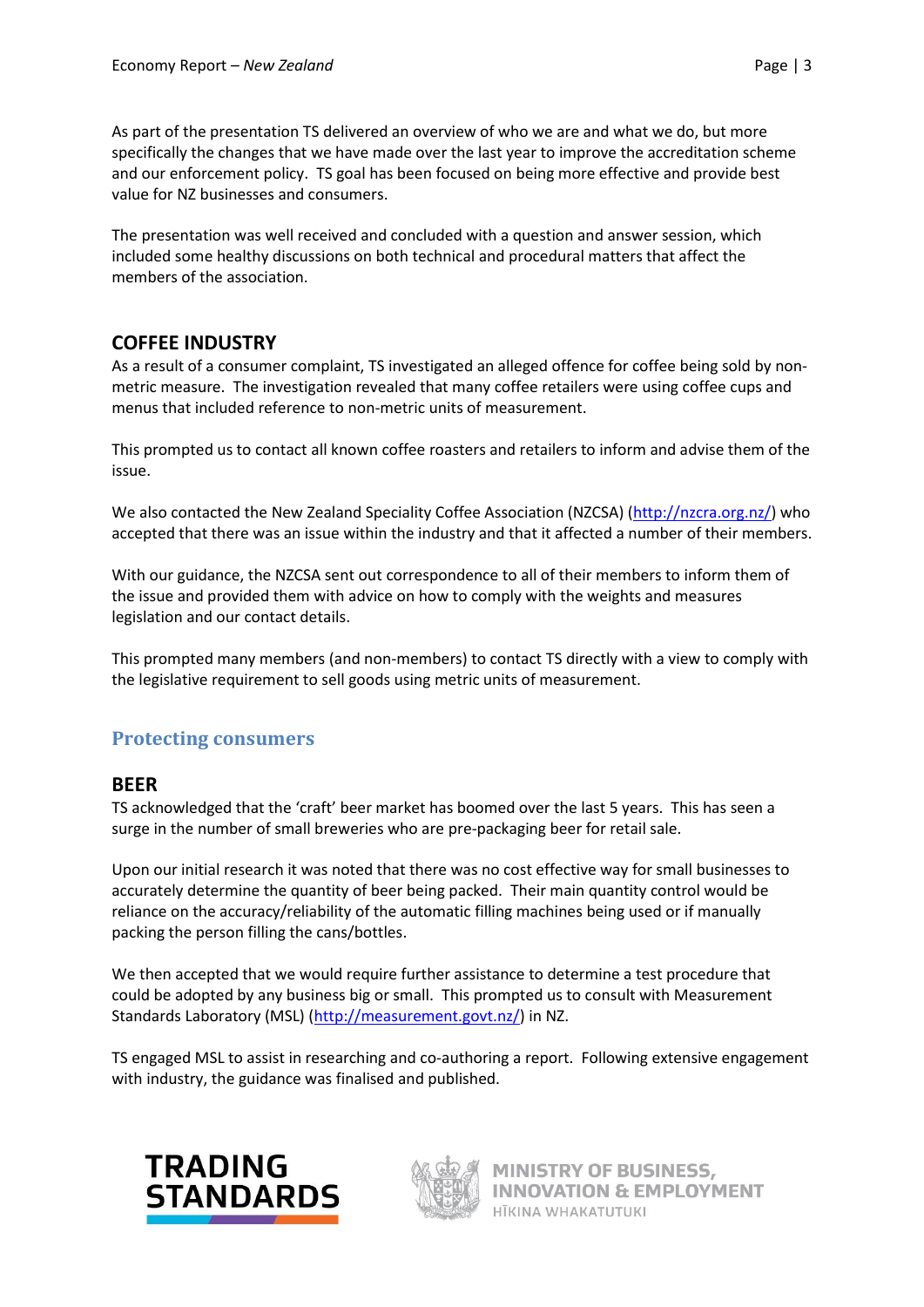As part of the presentation TS delivered an overview of who we are and what we do, but more specifically the changes that we have made over the last year to improve the accreditation scheme and our enforcement policy. TS goal has been focused on being more effective and provide best value for NZ businesses and consumers.

The presentation was well received and concluded with a question and answer session, which included some healthy discussions on both technical and procedural matters that affect the members of the association.

### COFFEE INDUSTRY

As a result of a consumer complaint, TS investigated an alleged offence for coffee being sold by non-metric measure. The investigation revealed that many coffee retailers were using coffee cups and menus that included reference to non-metric units of measurement.

This prompted us to contact all known coffee roasters and retailers to inform and advise them of the issue.

We also contacted the New Zealand Speciality Coffee Association (NZCSA) (http://nzcra.org.nz/) who accepted that there was an issue within the industry and that it affected a number of their members.

With our guidance, the NZCSA sent out correspondence to all of their members to inform them of the issue and provided them with advice on how to comply with the weights and measures legislation and our contact details.

This prompted many members (and non-members) to contact TS directly with a view to comply with the legislative requirement to sell goods using metric units of measurement.

## Protecting consumers

### BEER

TS acknowledged that the 'craft' beer market has boomed over the last 5 years. This has seen a surge in the number of small breweries who are pre-packaging beer for retail sale.

Upon our initial research it was noted that there was no cost effective way for small businesses to accurately determine the quantity of beer being packed. Their main quantity control would be reliance on the accuracy/reliability of the automatic filling machines being used or if manually packing the person filling the cans/bottles.

We then accepted that we would require further assistance to determine a test procedure that could be adopted by any business big or small. This prompted us to consult with Measurement Standards Laboratory (MSL) (http://measurement.govt.nz/) in NZ.

TS engaged MSL to assist in researching and co-authoring a report. Following extensive engagement with industry, the guidance was finalised and published.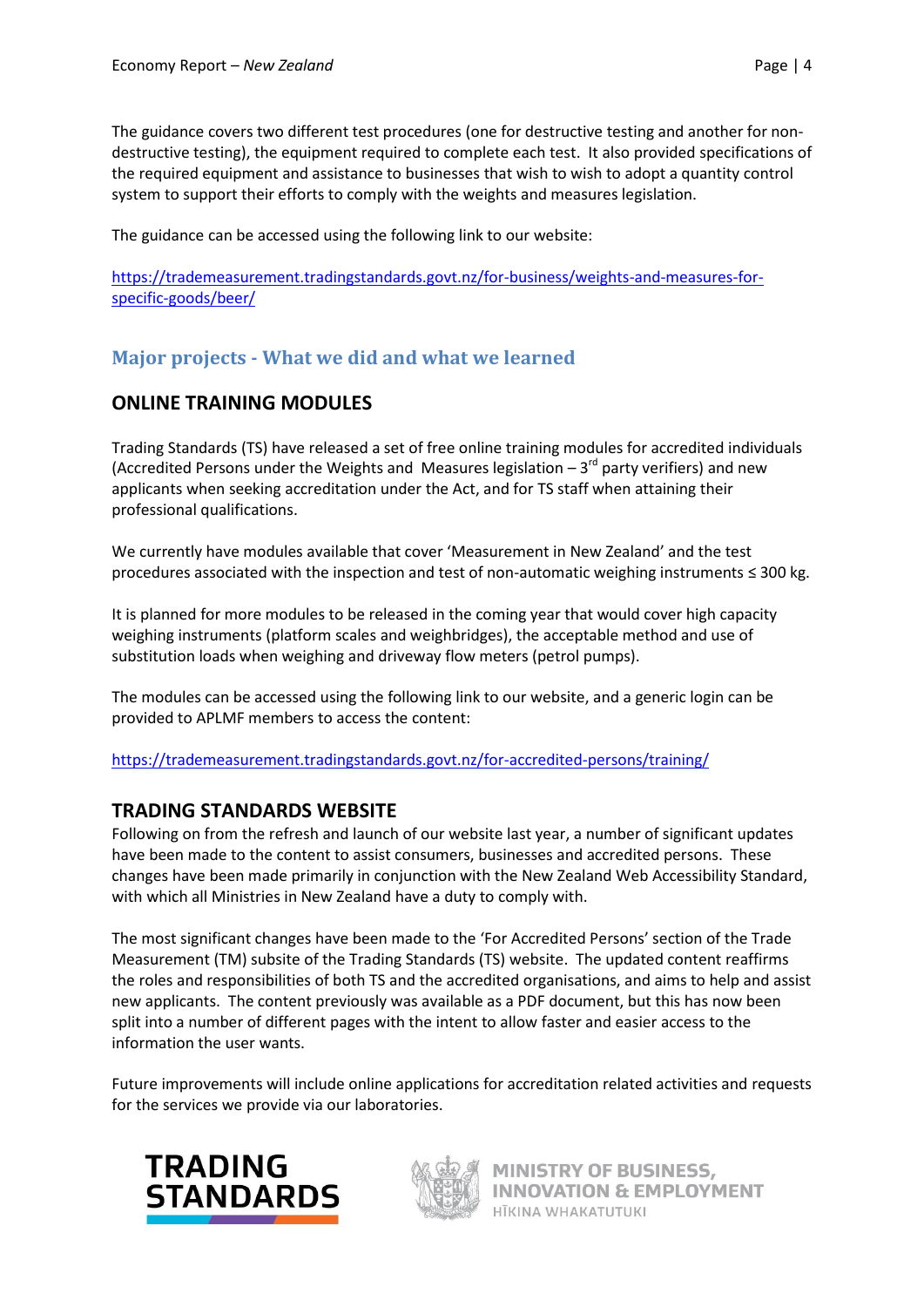The guidance covers two different test procedures (one for destructive testing and another for non-destructive testing), the equipment required to complete each test. It also provided specifications of the required equipment and assistance to businesses that wish to wish to adopt a quantity control system to support their efforts to comply with the weights and measures legislation.

The guidance can be accessed using the following link to our website:

https://trademeasurement.tradingstandards.govt.nz/for-business/weights-and-measures-for-specific-goods/beer/

## Major projects - What we did and what we learned

### ONLINE TRAINING MODULES

Trading Standards (TS) have released a set of free online training modules for accredited individuals (Accredited Persons under the Weights and Measures legislation – 3rd party verifiers) and new applicants when seeking accreditation under the Act, and for TS staff when attaining their professional qualifications.

We currently have modules available that cover 'Measurement in New Zealand' and the test procedures associated with the inspection and test of non-automatic weighing instruments ≤ 300 kg.

It is planned for more modules to be released in the coming year that would cover high capacity weighing instruments (platform scales and weighbridges), the acceptable method and use of substitution loads when weighing and driveway flow meters (petrol pumps).

The modules can be accessed using the following link to our website, and a generic login can be provided to APLMF members to access the content:

https://trademeasurement.tradingstandards.govt.nz/for-accredited-persons/training/

### TRADING STANDARDS WEBSITE

Following on from the refresh and launch of our website last year, a number of significant updates have been made to the content to assist consumers, businesses and accredited persons. These changes have been made primarily in conjunction with the New Zealand Web Accessibility Standard, with which all Ministries in New Zealand have a duty to comply with.

The most significant changes have been made to the 'For Accredited Persons' section of the Trade Measurement (TM) subsite of the Trading Standards (TS) website. The updated content reaffirms the roles and responsibilities of both TS and the accredited organisations, and aims to help and assist new applicants. The content previously was available as a PDF document, but this has now been split into a number of different pages with the intent to allow faster and easier access to the information the user wants.

Future improvements will include online applications for accreditation related activities and requests for the services we provide via our laboratories.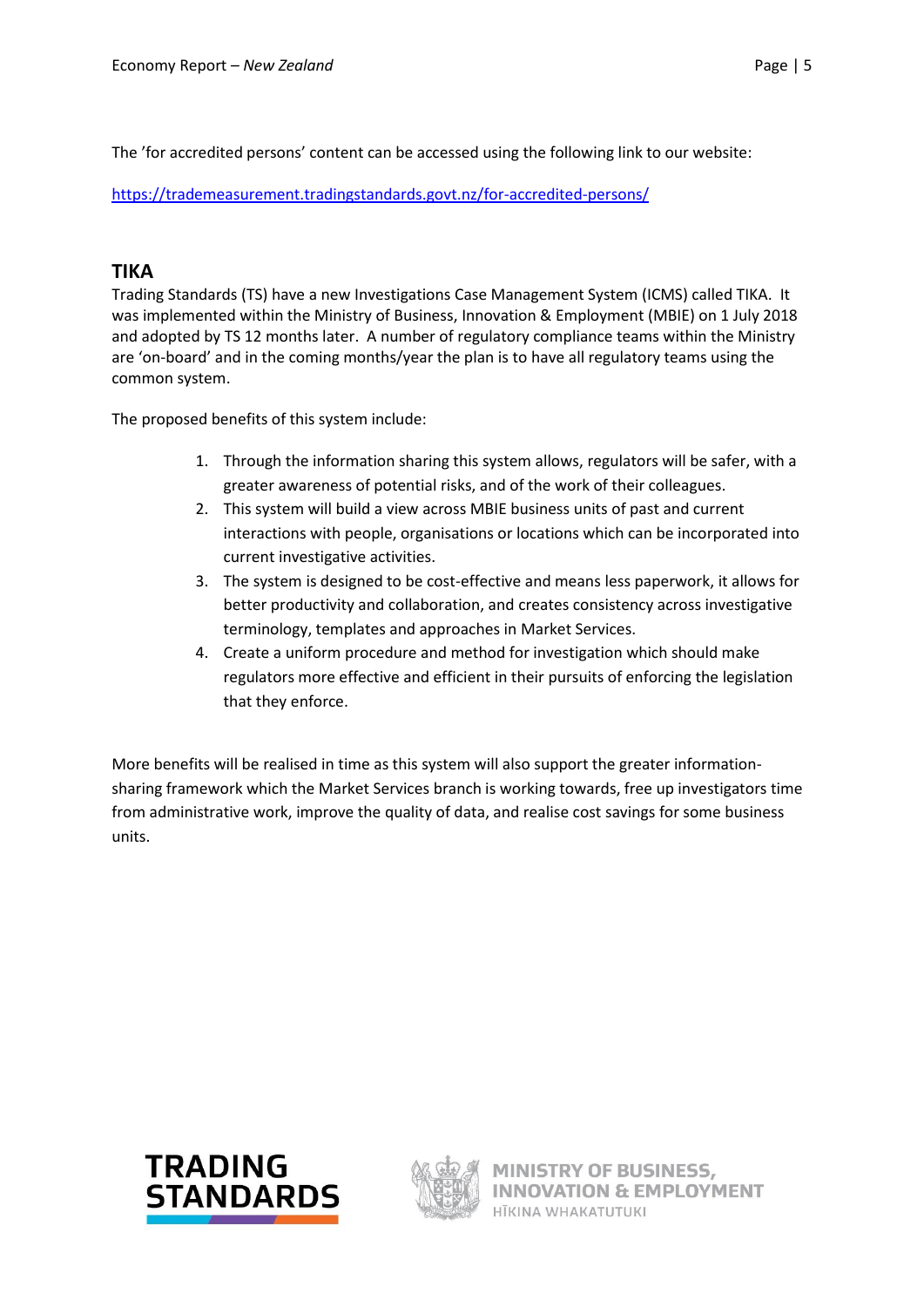The ’for accredited persons’ content can be accessed using the following link to our website:

https://trademeasurement.tradingstandards.govt.nz/for-accredited-persons/

## TIKA

Trading Standards (TS) have a new Investigations Case Management System (ICMS) called TIKA. It was implemented within the Ministry of Business, Innovation & Employment (MBIE) on 1 July 2018 and adopted by TS 12 months later. A number of regulatory compliance teams within the Ministry are ‘on-board’ and in the coming months/year the plan is to have all regulatory teams using the common system.

The proposed benefits of this system include:

1. Through the information sharing this system allows, regulators will be safer, with a greater awareness of potential risks, and of the work of their colleagues.
2. This system will build a view across MBIE business units of past and current interactions with people, organisations or locations which can be incorporated into current investigative activities.
3. The system is designed to be cost-effective and means less paperwork, it allows for better productivity and collaboration, and creates consistency across investigative terminology, templates and approaches in Market Services.
4. Create a uniform procedure and method for investigation which should make regulators more effective and efficient in their pursuits of enforcing the legislation that they enforce.

More benefits will be realised in time as this system will also support the greater information-sharing framework which the Market Services branch is working towards, free up investigators time from administrative work, improve the quality of data, and realise cost savings for some business units.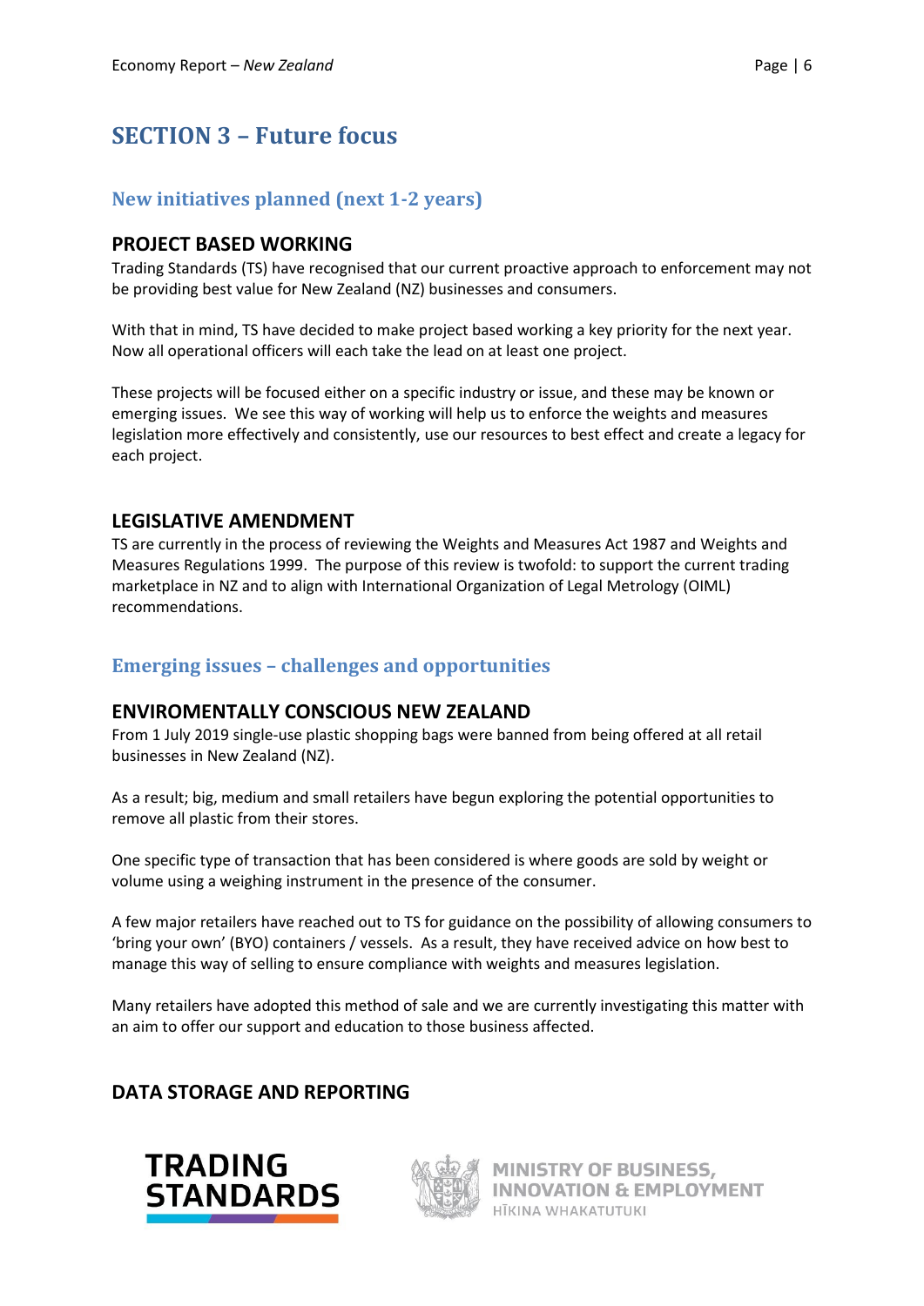# SECTION 3 – Future focus

## New initiatives planned (next 1-2 years)

### PROJECT BASED WORKING

Trading Standards (TS) have recognised that our current proactive approach to enforcement may not be providing best value for New Zealand (NZ) businesses and consumers.

With that in mind, TS have decided to make project based working a key priority for the next year. Now all operational officers will each take the lead on at least one project.

These projects will be focused either on a specific industry or issue, and these may be known or emerging issues. We see this way of working will help us to enforce the weights and measures legislation more effectively and consistently, use our resources to best effect and create a legacy for each project.

### LEGISLATIVE AMENDMENT

TS are currently in the process of reviewing the Weights and Measures Act 1987 and Weights and Measures Regulations 1999. The purpose of this review is twofold: to support the current trading marketplace in NZ and to align with International Organization of Legal Metrology (OIML) recommendations.

## Emerging issues – challenges and opportunities

### ENVIROMENTALLY CONSCIOUS NEW ZEALAND

From 1 July 2019 single-use plastic shopping bags were banned from being offered at all retail businesses in New Zealand (NZ).

As a result; big, medium and small retailers have begun exploring the potential opportunities to remove all plastic from their stores.

One specific type of transaction that has been considered is where goods are sold by weight or volume using a weighing instrument in the presence of the consumer.

A few major retailers have reached out to TS for guidance on the possibility of allowing consumers to 'bring your own' (BYO) containers / vessels. As a result, they have received advice on how best to manage this way of selling to ensure compliance with weights and measures legislation.

Many retailers have adopted this method of sale and we are currently investigating this matter with an aim to offer our support and education to those business affected.

### DATA STORAGE AND REPORTING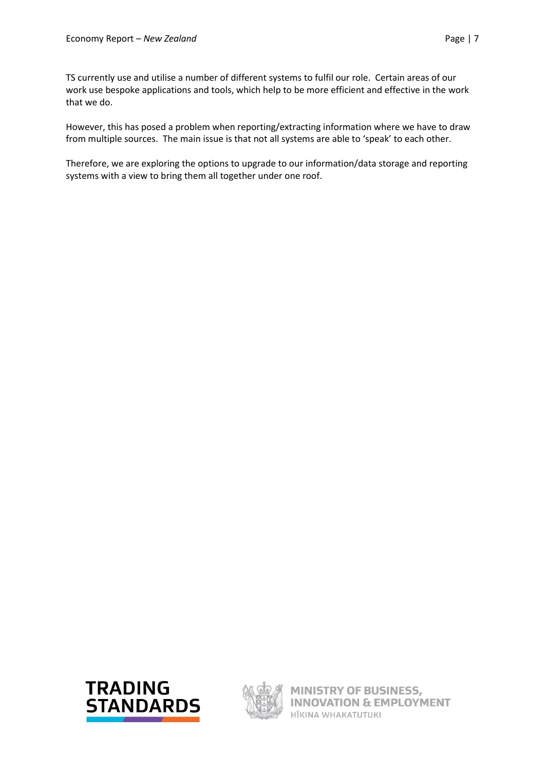TS currently use and utilise a number of different systems to fulfil our role. Certain areas of our work use bespoke applications and tools, which help to be more efficient and effective in the work that we do.

However, this has posed a problem when reporting/extracting information where we have to draw from multiple sources. The main issue is that not all systems are able to 'speak' to each other.

Therefore, we are exploring the options to upgrade to our information/data storage and reporting systems with a view to bring them all together under one roof.